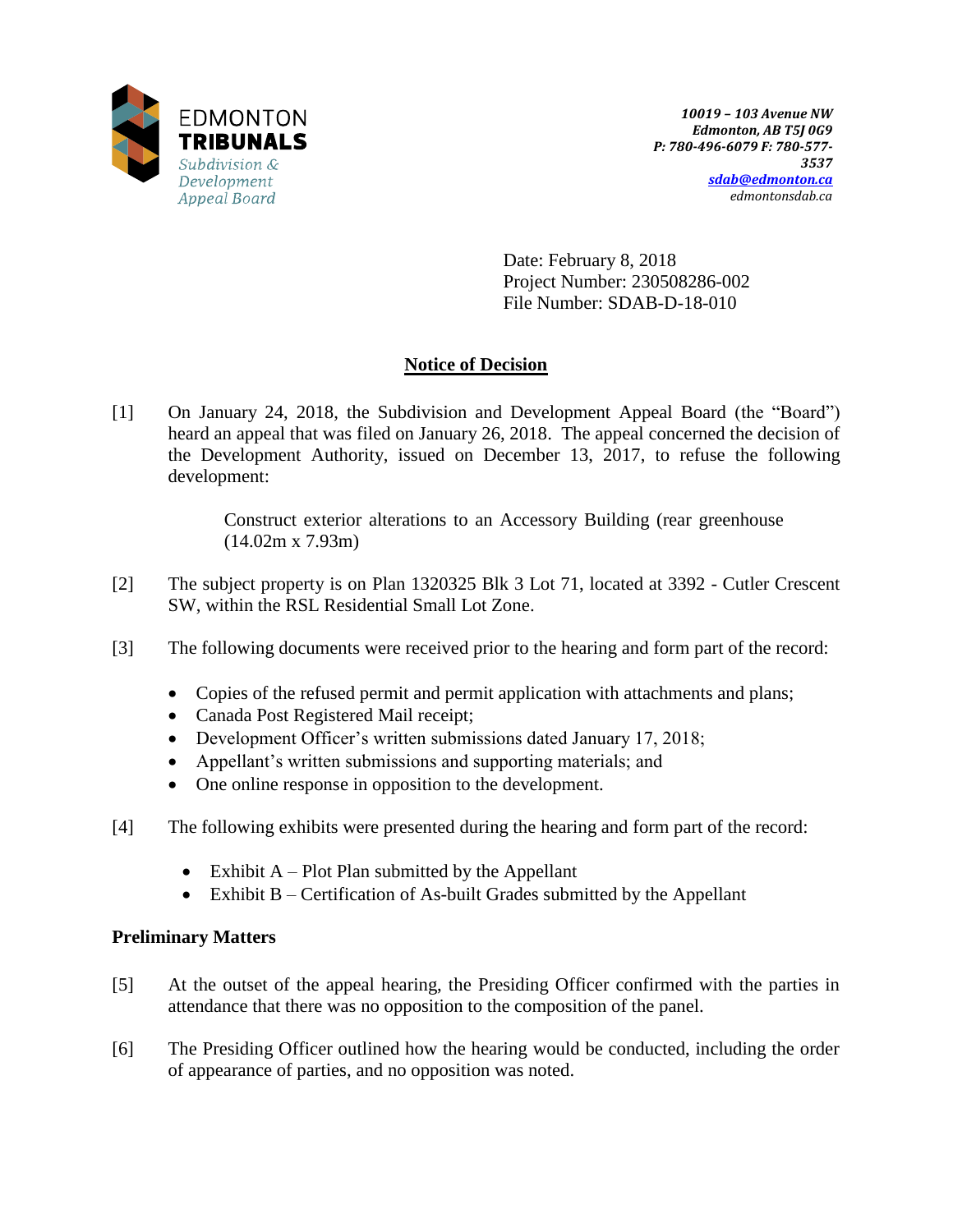EDMONTON
**TRIBUNALS**
*Subdivision & Development Appeal Board*

***10019 – 103 Avenue NW***
***Edmonton, AB T5J 0G9***
***P: 780-496-6079 F: 780-577-3537***
***sdab@edmonton.ca***
*edmontonsdab.ca*

Date: February 8, 2018
Project Number: 230508286-002
File Number: SDAB-D-18-010

## Notice of Decision

[1] On January 24, 2018, the Subdivision and Development Appeal Board (the "Board") heard an appeal that was filed on January 26, 2018. The appeal concerned the decision of the Development Authority, issued on December 13, 2017, to refuse the following development:

> Construct exterior alterations to an Accessory Building (rear greenhouse (14.02m x 7.93m)

[2] The subject property is on Plan 1320325 Blk 3 Lot 71, located at 3392 - Cutler Crescent SW, within the RSL Residential Small Lot Zone.

[3] The following documents were received prior to the hearing and form part of the record:

- Copies of the refused permit and permit application with attachments and plans;
- Canada Post Registered Mail receipt;
- Development Officer's written submissions dated January 17, 2018;
- Appellant's written submissions and supporting materials; and
- One online response in opposition to the development.

[4] The following exhibits were presented during the hearing and form part of the record:

- Exhibit A – Plot Plan submitted by the Appellant
- Exhibit B – Certification of As-built Grades submitted by the Appellant

### Preliminary Matters

[5] At the outset of the appeal hearing, the Presiding Officer confirmed with the parties in attendance that there was no opposition to the composition of the panel.

[6] The Presiding Officer outlined how the hearing would be conducted, including the order of appearance of parties, and no opposition was noted.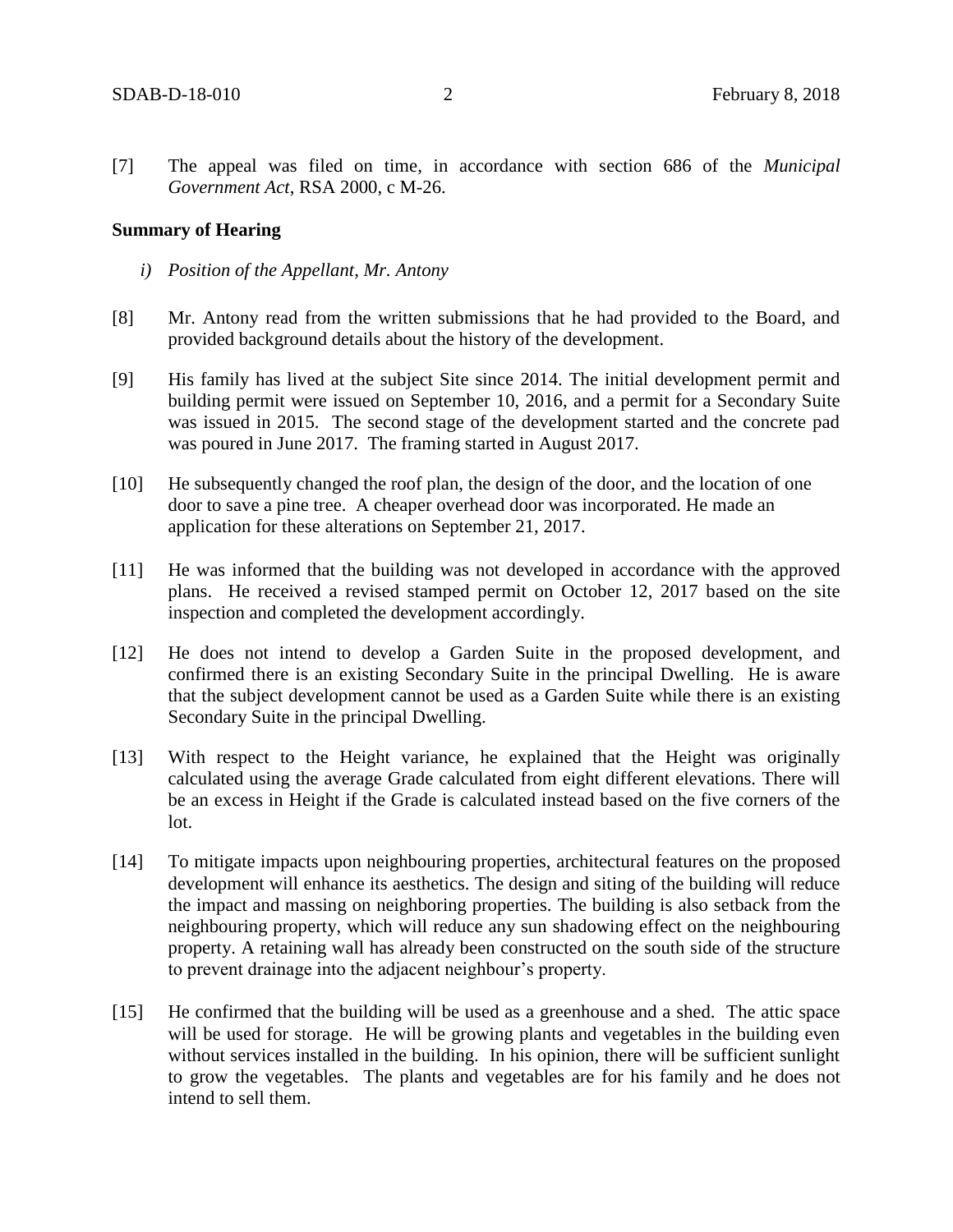[7] The appeal was filed on time, in accordance with section 686 of the *Municipal Government Act*, RSA 2000, c M-26.

**Summary of Hearing**

*i) Position of the Appellant, Mr. Antony*

[8] Mr. Antony read from the written submissions that he had provided to the Board, and provided background details about the history of the development.

[9] His family has lived at the subject Site since 2014. The initial development permit and building permit were issued on September 10, 2016, and a permit for a Secondary Suite was issued in 2015. The second stage of the development started and the concrete pad was poured in June 2017. The framing started in August 2017.

[10] He subsequently changed the roof plan, the design of the door, and the location of one door to save a pine tree. A cheaper overhead door was incorporated. He made an application for these alterations on September 21, 2017.

[11] He was informed that the building was not developed in accordance with the approved plans. He received a revised stamped permit on October 12, 2017 based on the site inspection and completed the development accordingly.

[12] He does not intend to develop a Garden Suite in the proposed development, and confirmed there is an existing Secondary Suite in the principal Dwelling. He is aware that the subject development cannot be used as a Garden Suite while there is an existing Secondary Suite in the principal Dwelling.

[13] With respect to the Height variance, he explained that the Height was originally calculated using the average Grade calculated from eight different elevations. There will be an excess in Height if the Grade is calculated instead based on the five corners of the lot.

[14] To mitigate impacts upon neighbouring properties, architectural features on the proposed development will enhance its aesthetics. The design and siting of the building will reduce the impact and massing on neighboring properties. The building is also setback from the neighbouring property, which will reduce any sun shadowing effect on the neighbouring property. A retaining wall has already been constructed on the south side of the structure to prevent drainage into the adjacent neighbour's property.

[15] He confirmed that the building will be used as a greenhouse and a shed. The attic space will be used for storage. He will be growing plants and vegetables in the building even without services installed in the building. In his opinion, there will be sufficient sunlight to grow the vegetables. The plants and vegetables are for his family and he does not intend to sell them.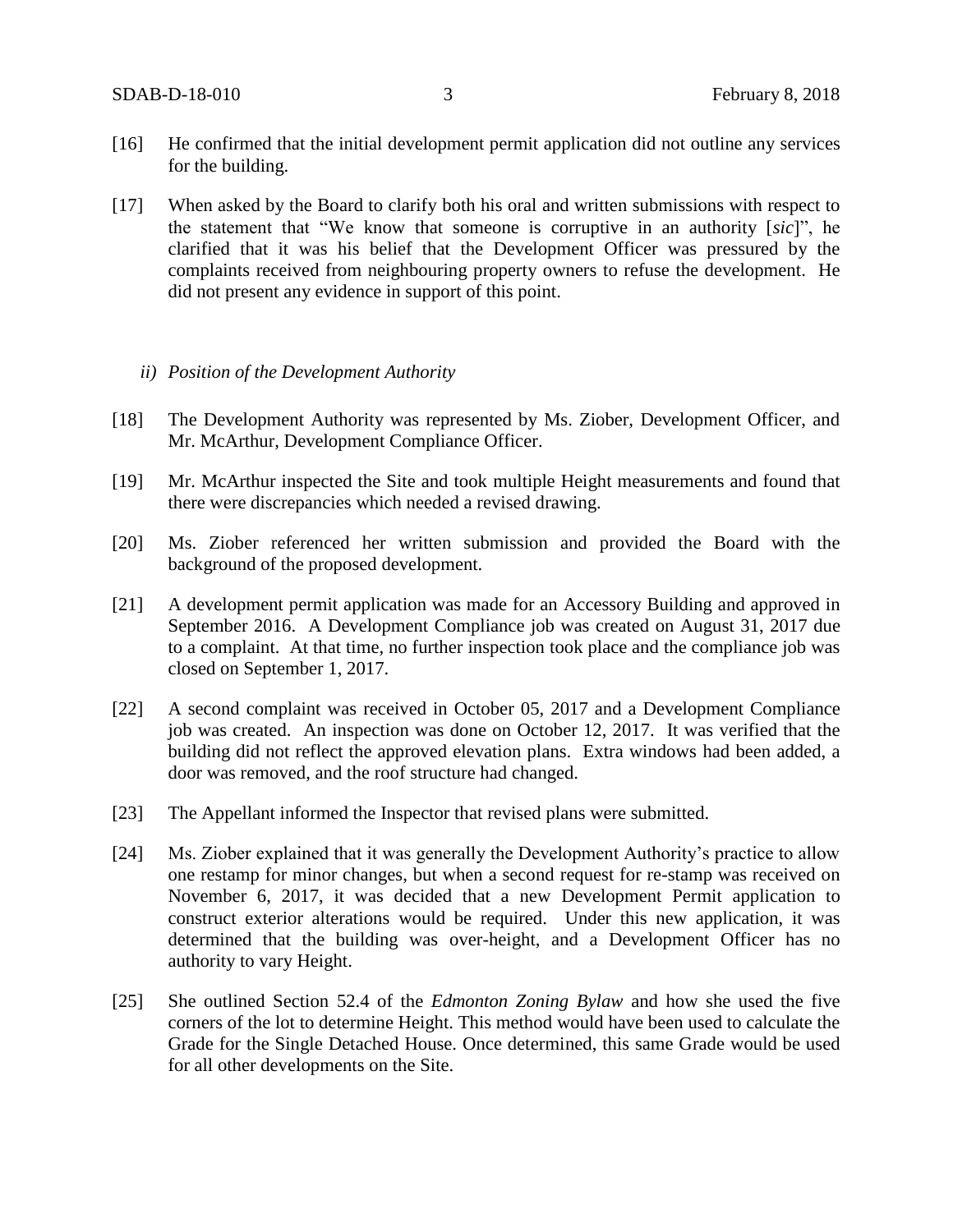[16] He confirmed that the initial development permit application did not outline any services for the building.

[17] When asked by the Board to clarify both his oral and written submissions with respect to the statement that "We know that someone is corruptive in an authority [*sic*]", he clarified that it was his belief that the Development Officer was pressured by the complaints received from neighbouring property owners to refuse the development. He did not present any evidence in support of this point.

*ii) Position of the Development Authority*

[18] The Development Authority was represented by Ms. Ziober, Development Officer, and Mr. McArthur, Development Compliance Officer.

[19] Mr. McArthur inspected the Site and took multiple Height measurements and found that there were discrepancies which needed a revised drawing.

[20] Ms. Ziober referenced her written submission and provided the Board with the background of the proposed development.

[21] A development permit application was made for an Accessory Building and approved in September 2016. A Development Compliance job was created on August 31, 2017 due to a complaint. At that time, no further inspection took place and the compliance job was closed on September 1, 2017.

[22] A second complaint was received in October 05, 2017 and a Development Compliance job was created. An inspection was done on October 12, 2017. It was verified that the building did not reflect the approved elevation plans. Extra windows had been added, a door was removed, and the roof structure had changed.

[23] The Appellant informed the Inspector that revised plans were submitted.

[24] Ms. Ziober explained that it was generally the Development Authority's practice to allow one restamp for minor changes, but when a second request for re-stamp was received on November 6, 2017, it was decided that a new Development Permit application to construct exterior alterations would be required. Under this new application, it was determined that the building was over-height, and a Development Officer has no authority to vary Height.

[25] She outlined Section 52.4 of the *Edmonton Zoning Bylaw* and how she used the five corners of the lot to determine Height. This method would have been used to calculate the Grade for the Single Detached House. Once determined, this same Grade would be used for all other developments on the Site.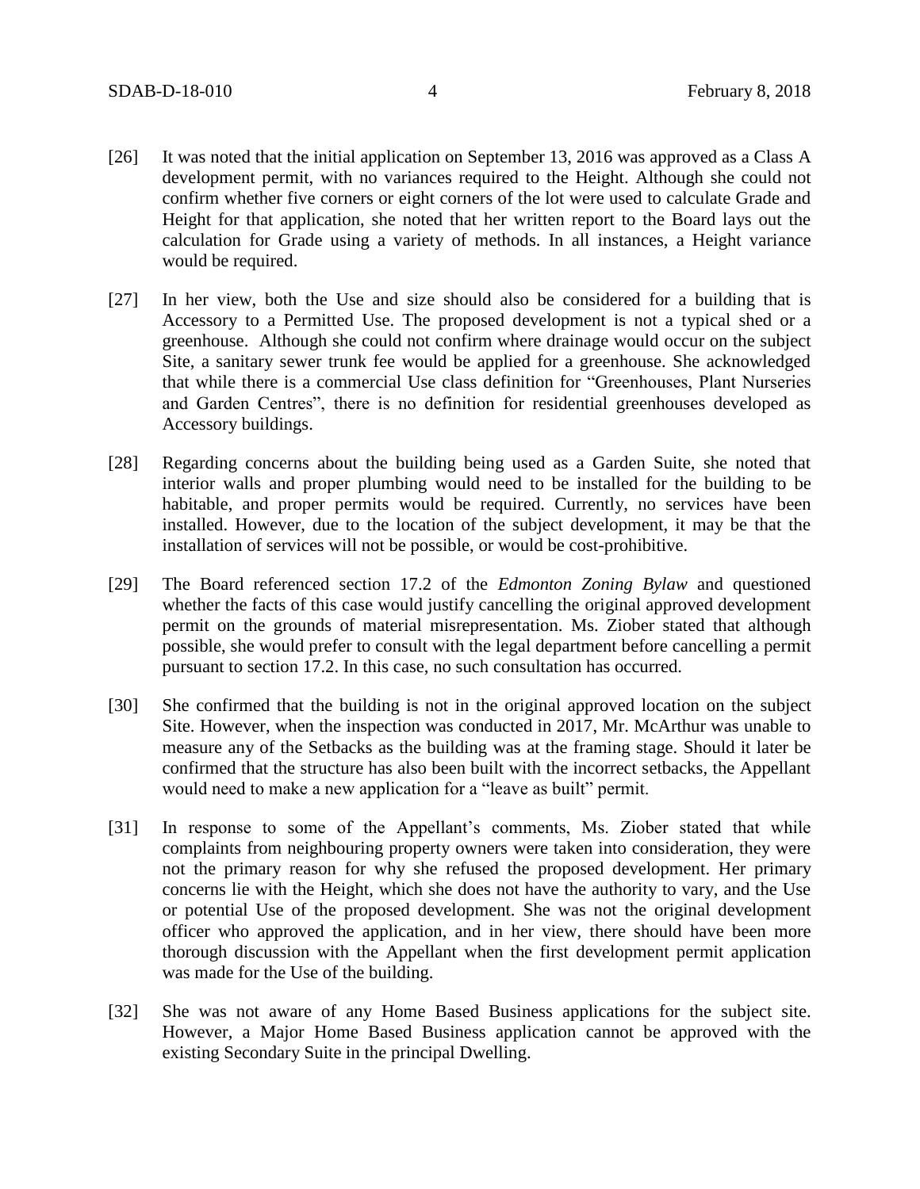[26] It was noted that the initial application on September 13, 2016 was approved as a Class A development permit, with no variances required to the Height. Although she could not confirm whether five corners or eight corners of the lot were used to calculate Grade and Height for that application, she noted that her written report to the Board lays out the calculation for Grade using a variety of methods. In all instances, a Height variance would be required.

[27] In her view, both the Use and size should also be considered for a building that is Accessory to a Permitted Use. The proposed development is not a typical shed or a greenhouse. Although she could not confirm where drainage would occur on the subject Site, a sanitary sewer trunk fee would be applied for a greenhouse. She acknowledged that while there is a commercial Use class definition for "Greenhouses, Plant Nurseries and Garden Centres", there is no definition for residential greenhouses developed as Accessory buildings.

[28] Regarding concerns about the building being used as a Garden Suite, she noted that interior walls and proper plumbing would need to be installed for the building to be habitable, and proper permits would be required. Currently, no services have been installed. However, due to the location of the subject development, it may be that the installation of services will not be possible, or would be cost-prohibitive.

[29] The Board referenced section 17.2 of the *Edmonton Zoning Bylaw* and questioned whether the facts of this case would justify cancelling the original approved development permit on the grounds of material misrepresentation. Ms. Ziober stated that although possible, she would prefer to consult with the legal department before cancelling a permit pursuant to section 17.2. In this case, no such consultation has occurred.

[30] She confirmed that the building is not in the original approved location on the subject Site. However, when the inspection was conducted in 2017, Mr. McArthur was unable to measure any of the Setbacks as the building was at the framing stage. Should it later be confirmed that the structure has also been built with the incorrect setbacks, the Appellant would need to make a new application for a "leave as built" permit.

[31] In response to some of the Appellant's comments, Ms. Ziober stated that while complaints from neighbouring property owners were taken into consideration, they were not the primary reason for why she refused the proposed development. Her primary concerns lie with the Height, which she does not have the authority to vary, and the Use or potential Use of the proposed development. She was not the original development officer who approved the application, and in her view, there should have been more thorough discussion with the Appellant when the first development permit application was made for the Use of the building.

[32] She was not aware of any Home Based Business applications for the subject site. However, a Major Home Based Business application cannot be approved with the existing Secondary Suite in the principal Dwelling.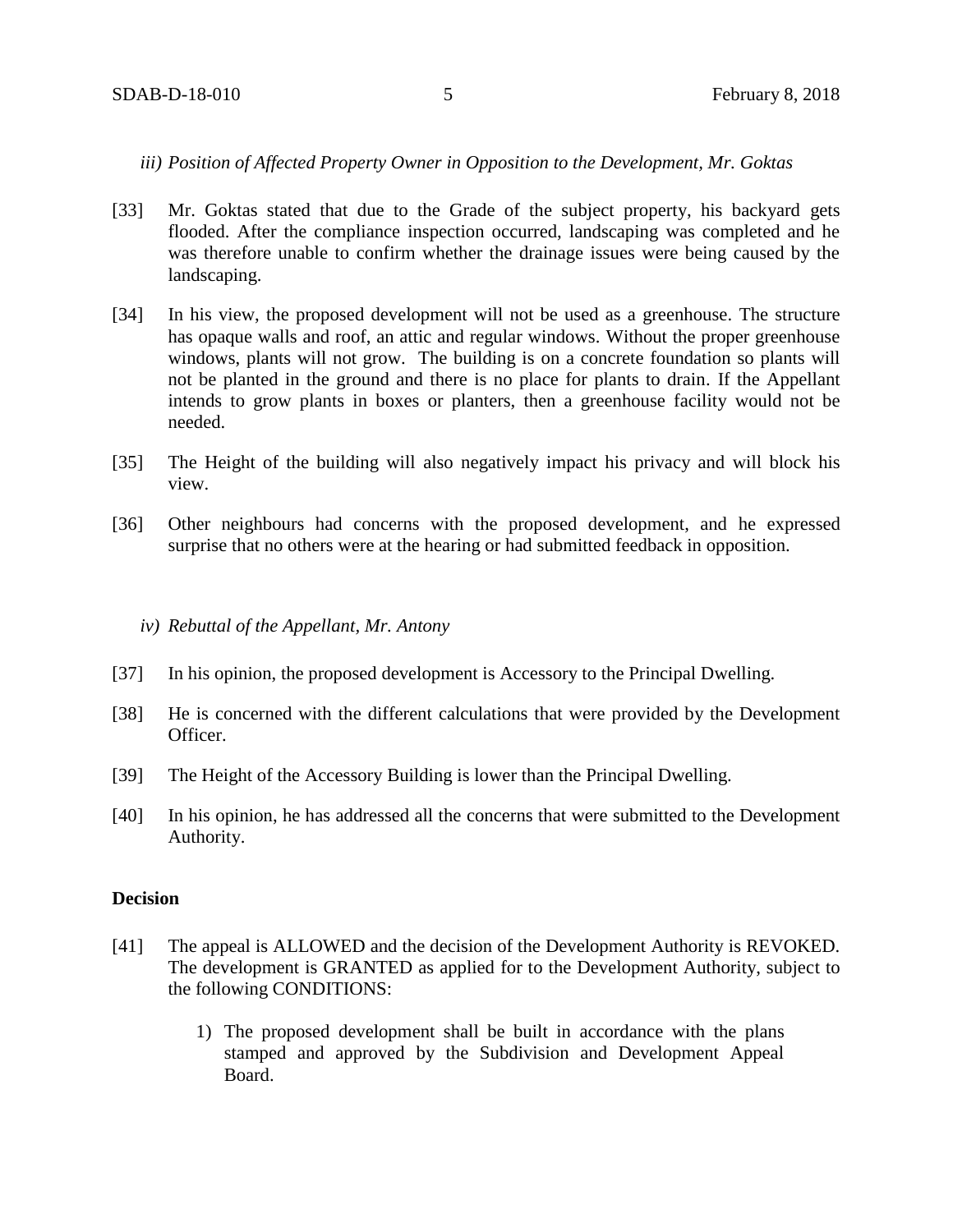*iii) Position of Affected Property Owner in Opposition to the Development, Mr. Goktas*

[33] Mr. Goktas stated that due to the Grade of the subject property, his backyard gets flooded. After the compliance inspection occurred, landscaping was completed and he was therefore unable to confirm whether the drainage issues were being caused by the landscaping.

[34] In his view, the proposed development will not be used as a greenhouse. The structure has opaque walls and roof, an attic and regular windows. Without the proper greenhouse windows, plants will not grow. The building is on a concrete foundation so plants will not be planted in the ground and there is no place for plants to drain. If the Appellant intends to grow plants in boxes or planters, then a greenhouse facility would not be needed.

[35] The Height of the building will also negatively impact his privacy and will block his view.

[36] Other neighbours had concerns with the proposed development, and he expressed surprise that no others were at the hearing or had submitted feedback in opposition.

*iv) Rebuttal of the Appellant, Mr. Antony*

[37] In his opinion, the proposed development is Accessory to the Principal Dwelling.

[38] He is concerned with the different calculations that were provided by the Development Officer.

[39] The Height of the Accessory Building is lower than the Principal Dwelling.

[40] In his opinion, he has addressed all the concerns that were submitted to the Development Authority.

**Decision**

[41] The appeal is ALLOWED and the decision of the Development Authority is REVOKED. The development is GRANTED as applied for to the Development Authority, subject to the following CONDITIONS:

1) The proposed development shall be built in accordance with the plans stamped and approved by the Subdivision and Development Appeal Board.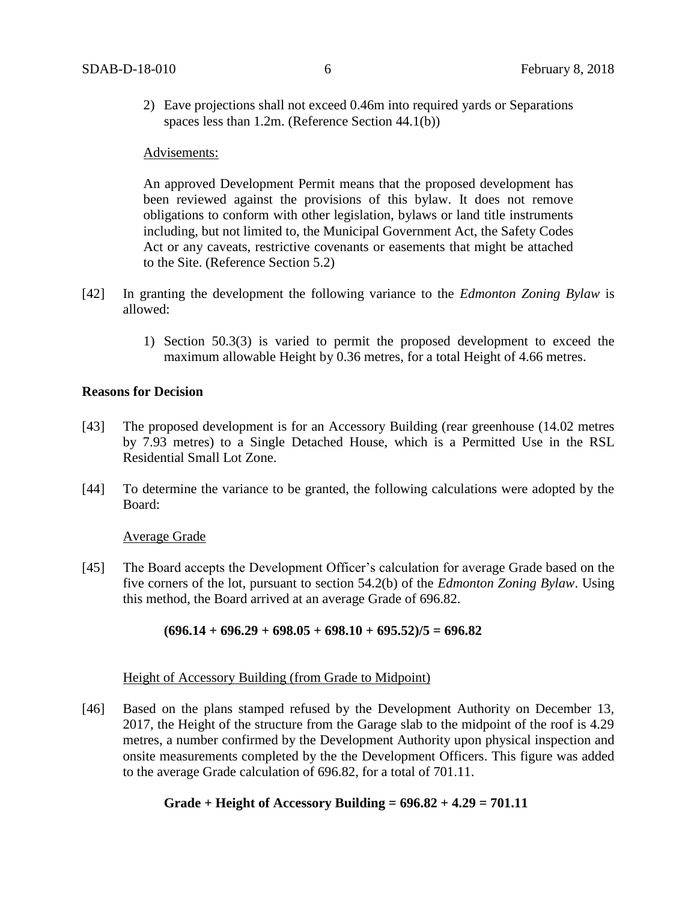2) Eave projections shall not exceed 0.46m into required yards or Separations spaces less than 1.2m. (Reference Section 44.1(b))

Advisements:

An approved Development Permit means that the proposed development has been reviewed against the provisions of this bylaw. It does not remove obligations to conform with other legislation, bylaws or land title instruments including, but not limited to, the Municipal Government Act, the Safety Codes Act or any caveats, restrictive covenants or easements that might be attached to the Site. (Reference Section 5.2)

[42] In granting the development the following variance to the *Edmonton Zoning Bylaw* is allowed:

1) Section 50.3(3) is varied to permit the proposed development to exceed the maximum allowable Height by 0.36 metres, for a total Height of 4.66 metres.

**Reasons for Decision**

[43] The proposed development is for an Accessory Building (rear greenhouse (14.02 metres by 7.93 metres) to a Single Detached House, which is a Permitted Use in the RSL Residential Small Lot Zone.

[44] To determine the variance to be granted, the following calculations were adopted by the Board:

Average Grade

[45] The Board accepts the Development Officer's calculation for average Grade based on the five corners of the lot, pursuant to section 54.2(b) of the *Edmonton Zoning Bylaw*. Using this method, the Board arrived at an average Grade of 696.82.

**(696.14 + 696.29 + 698.05 + 698.10 + 695.52)/5 = 696.82**

Height of Accessory Building (from Grade to Midpoint)

[46] Based on the plans stamped refused by the Development Authority on December 13, 2017, the Height of the structure from the Garage slab to the midpoint of the roof is 4.29 metres, a number confirmed by the Development Authority upon physical inspection and onsite measurements completed by the the Development Officers. This figure was added to the average Grade calculation of 696.82, for a total of 701.11.

**Grade + Height of Accessory Building = 696.82 + 4.29 = 701.11**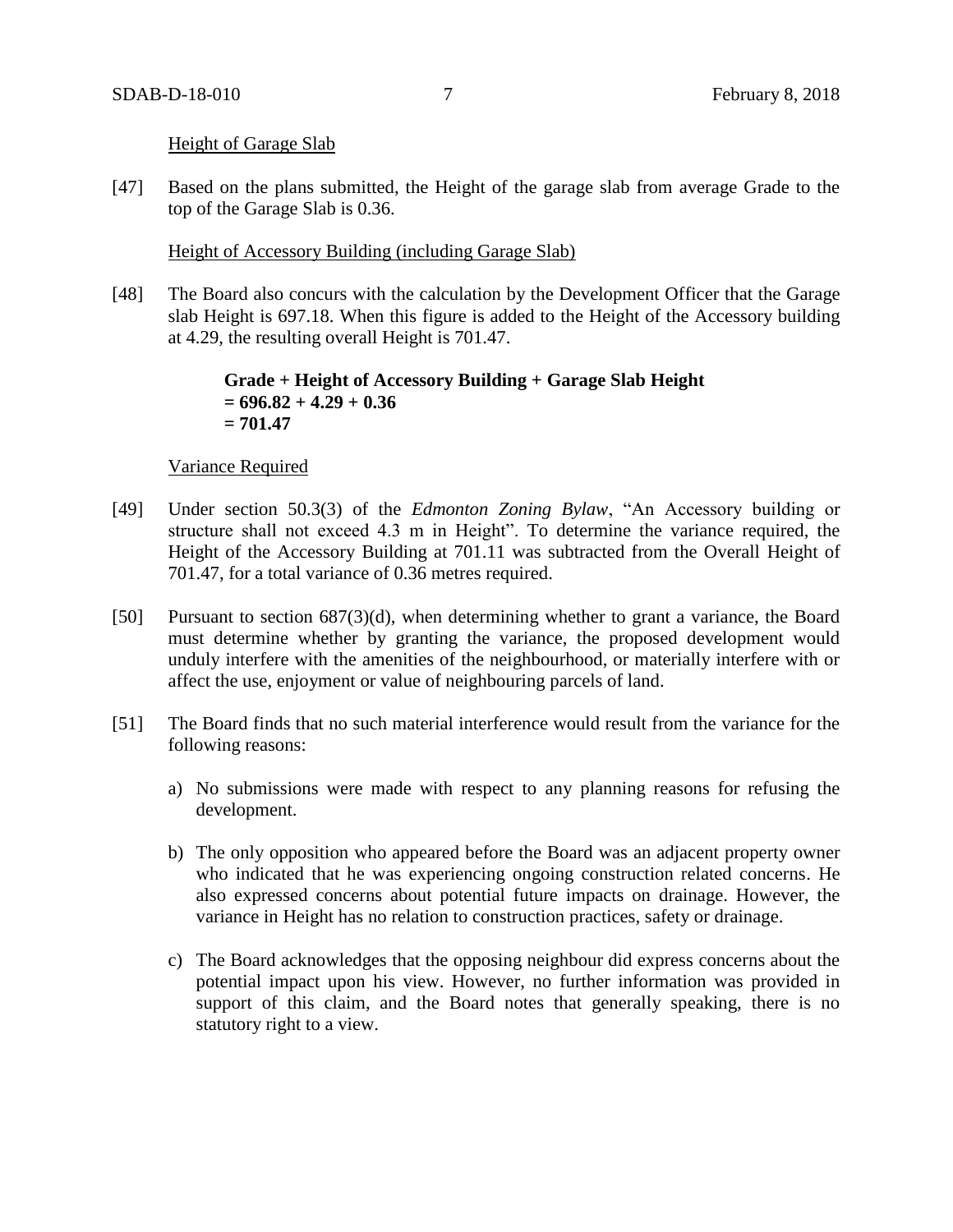Height of Garage Slab

[47] Based on the plans submitted, the Height of the garage slab from average Grade to the top of the Garage Slab is 0.36.

Height of Accessory Building (including Garage Slab)

[48] The Board also concurs with the calculation by the Development Officer that the Garage slab Height is 697.18. When this figure is added to the Height of the Accessory building at 4.29, the resulting overall Height is 701.47.

**Grade + Height of Accessory Building + Garage Slab Height**
**= 696.82 + 4.29 + 0.36**
**= 701.47**

Variance Required

[49] Under section 50.3(3) of the *Edmonton Zoning Bylaw*, "An Accessory building or structure shall not exceed 4.3 m in Height". To determine the variance required, the Height of the Accessory Building at 701.11 was subtracted from the Overall Height of 701.47, for a total variance of 0.36 metres required.

[50] Pursuant to section 687(3)(d), when determining whether to grant a variance, the Board must determine whether by granting the variance, the proposed development would unduly interfere with the amenities of the neighbourhood, or materially interfere with or affect the use, enjoyment or value of neighbouring parcels of land.

[51] The Board finds that no such material interference would result from the variance for the following reasons:

a) No submissions were made with respect to any planning reasons for refusing the development.

b) The only opposition who appeared before the Board was an adjacent property owner who indicated that he was experiencing ongoing construction related concerns. He also expressed concerns about potential future impacts on drainage. However, the variance in Height has no relation to construction practices, safety or drainage.

c) The Board acknowledges that the opposing neighbour did express concerns about the potential impact upon his view. However, no further information was provided in support of this claim, and the Board notes that generally speaking, there is no statutory right to a view.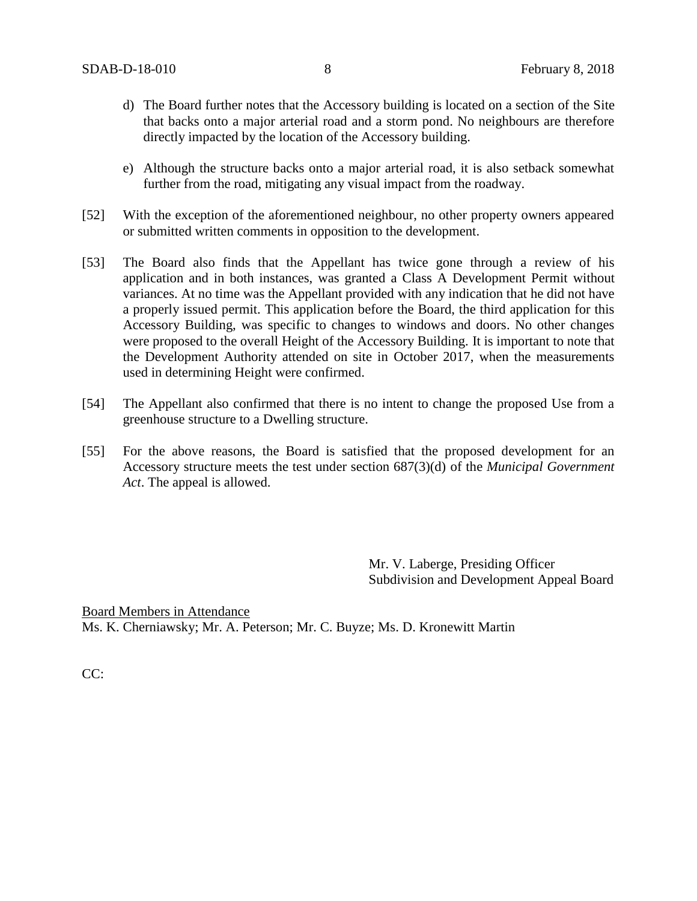d) The Board further notes that the Accessory building is located on a section of the Site that backs onto a major arterial road and a storm pond. No neighbours are therefore directly impacted by the location of the Accessory building.

e) Although the structure backs onto a major arterial road, it is also setback somewhat further from the road, mitigating any visual impact from the roadway.

[52] With the exception of the aforementioned neighbour, no other property owners appeared or submitted written comments in opposition to the development.

[53] The Board also finds that the Appellant has twice gone through a review of his application and in both instances, was granted a Class A Development Permit without variances. At no time was the Appellant provided with any indication that he did not have a properly issued permit. This application before the Board, the third application for this Accessory Building, was specific to changes to windows and doors. No other changes were proposed to the overall Height of the Accessory Building. It is important to note that the Development Authority attended on site in October 2017, when the measurements used in determining Height were confirmed.

[54] The Appellant also confirmed that there is no intent to change the proposed Use from a greenhouse structure to a Dwelling structure.

[55] For the above reasons, the Board is satisfied that the proposed development for an Accessory structure meets the test under section 687(3)(d) of the *Municipal Government Act*. The appeal is allowed.

Mr. V. Laberge, Presiding Officer
Subdivision and Development Appeal Board

Board Members in Attendance
Ms. K. Cherniawsky; Mr. A. Peterson; Mr. C. Buyze; Ms. D. Kronewitt Martin

CC: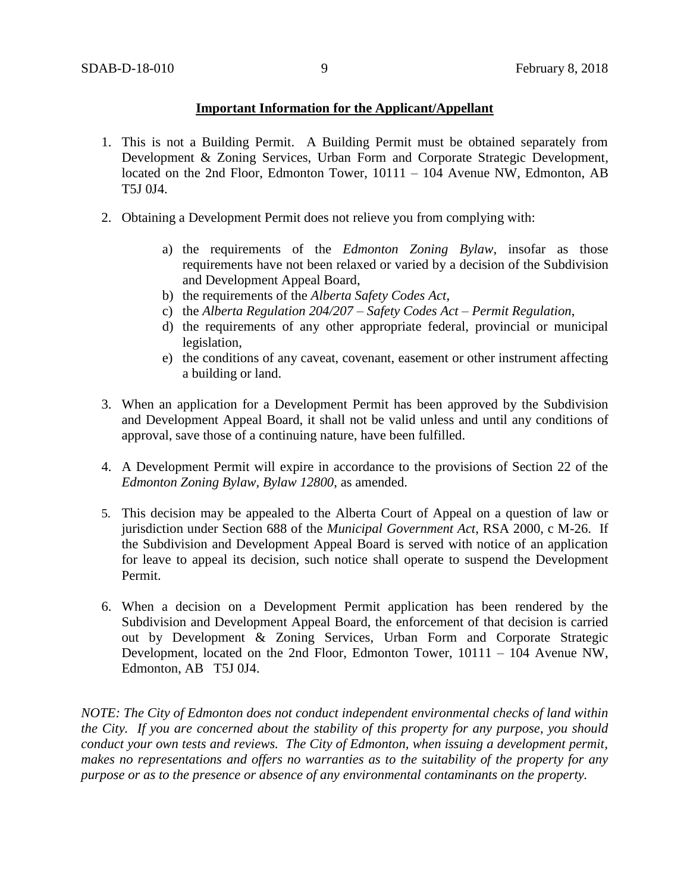**Important Information for the Applicant/Appellant**

1. This is not a Building Permit. A Building Permit must be obtained separately from Development & Zoning Services, Urban Form and Corporate Strategic Development, located on the 2nd Floor, Edmonton Tower, 10111 – 104 Avenue NW, Edmonton, AB T5J 0J4.

2. Obtaining a Development Permit does not relieve you from complying with:

    a) the requirements of the *Edmonton Zoning Bylaw*, insofar as those requirements have not been relaxed or varied by a decision of the Subdivision and Development Appeal Board,
    b) the requirements of the *Alberta Safety Codes Act*,
    c) the *Alberta Regulation 204/207 – Safety Codes Act – Permit Regulation*,
    d) the requirements of any other appropriate federal, provincial or municipal legislation,
    e) the conditions of any caveat, covenant, easement or other instrument affecting a building or land.

3. When an application for a Development Permit has been approved by the Subdivision and Development Appeal Board, it shall not be valid unless and until any conditions of approval, save those of a continuing nature, have been fulfilled.

4. A Development Permit will expire in accordance to the provisions of Section 22 of the *Edmonton Zoning Bylaw, Bylaw 12800*, as amended.

5. This decision may be appealed to the Alberta Court of Appeal on a question of law or jurisdiction under Section 688 of the *Municipal Government Act*, RSA 2000, c M-26. If the Subdivision and Development Appeal Board is served with notice of an application for leave to appeal its decision, such notice shall operate to suspend the Development Permit.

6. When a decision on a Development Permit application has been rendered by the Subdivision and Development Appeal Board, the enforcement of that decision is carried out by Development & Zoning Services, Urban Form and Corporate Strategic Development, located on the 2nd Floor, Edmonton Tower, 10111 – 104 Avenue NW, Edmonton, AB T5J 0J4.

*NOTE: The City of Edmonton does not conduct independent environmental checks of land within the City. If you are concerned about the stability of this property for any purpose, you should conduct your own tests and reviews. The City of Edmonton, when issuing a development permit, makes no representations and offers no warranties as to the suitability of the property for any purpose or as to the presence or absence of any environmental contaminants on the property.*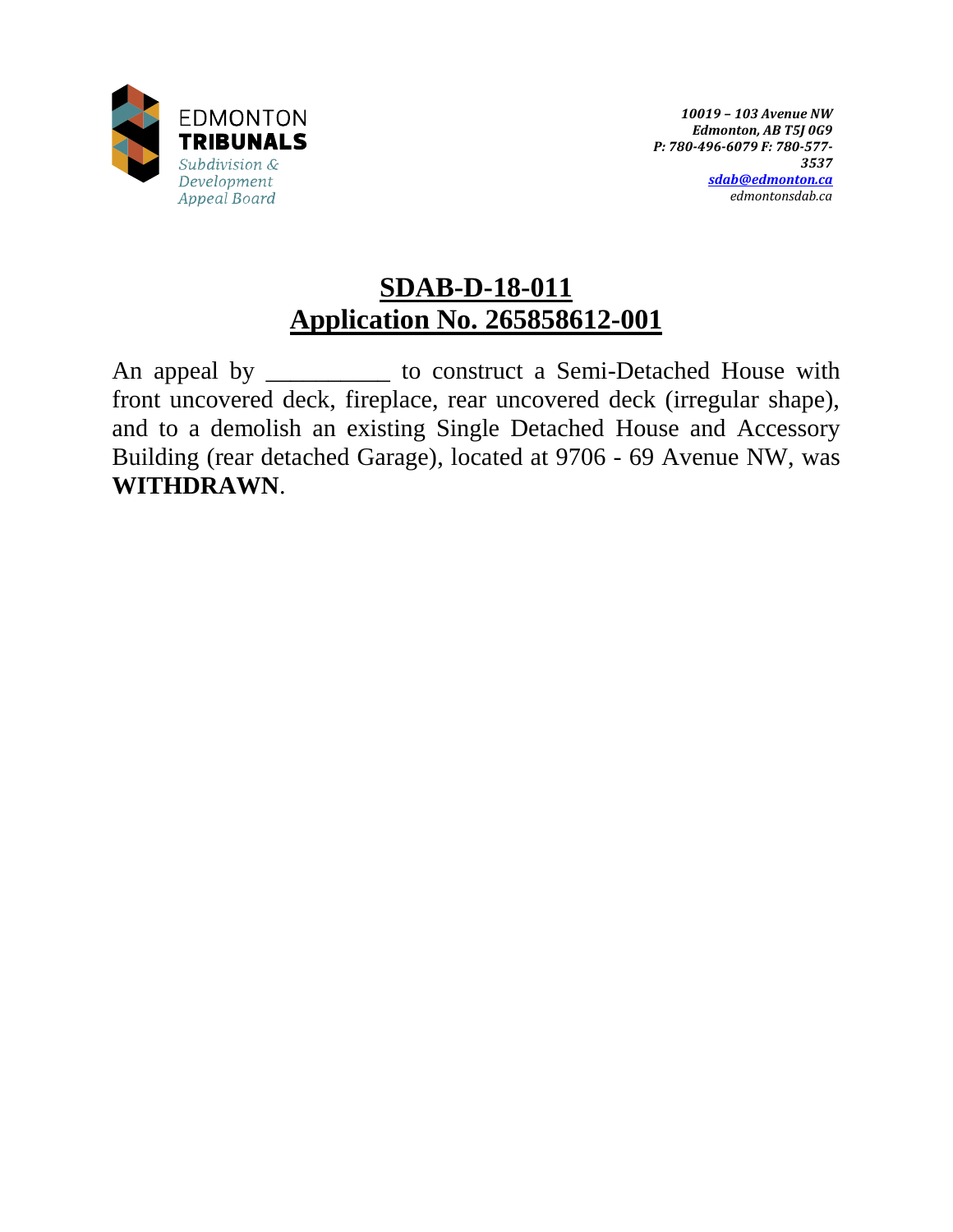EDMONTON
**TRIBUNALS**
*Subdivision & Development Appeal Board*

*10019 – 103 Avenue NW*
*Edmonton, AB T5J 0G9*
*P: 780-496-6079 F: 780-577-3537*
*sdab@edmonton.ca*
*edmontonsdab.ca*

# SDAB-D-18-011
# Application No. 265858612-001

An appeal by __________ to construct a Semi-Detached House with front uncovered deck, fireplace, rear uncovered deck (irregular shape), and to a demolish an existing Single Detached House and Accessory Building (rear detached Garage), located at 9706 - 69 Avenue NW, was **WITHDRAWN**.